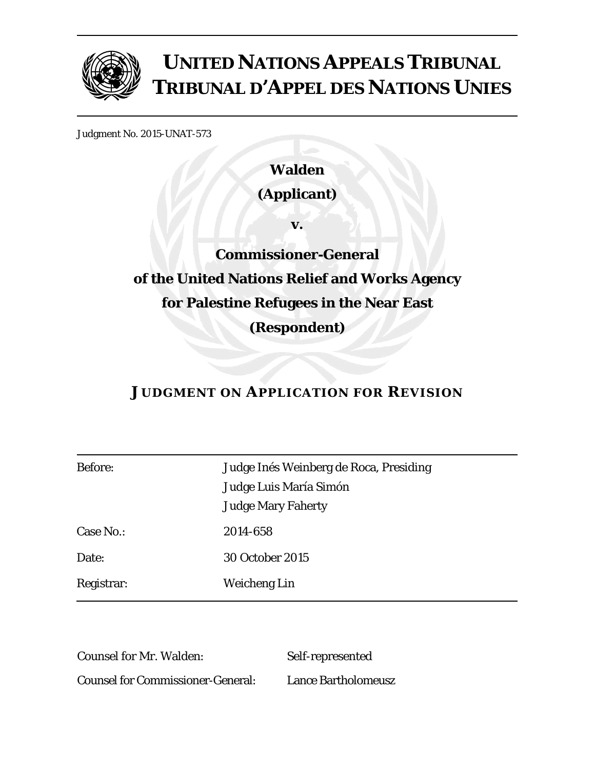# UNITED NATIONS APPEALS TRIBUNAL
# TRIBUNAL D'APPEL DES NATIONS UNIES

Judgment No. 2015-UNAT-573

**Walden**

**(Applicant)**

**v.**

**Commissioner-General**

**of the United Nations Relief and Works Agency**

**for Palestine Refugees in the Near East**

**(Respondent)**

## JUDGMENT ON APPLICATION FOR REVISION

| | |
|---|---|
| Before: | Judge Inés Weinberg de Roca, Presiding<br>Judge Luis María Simón<br>Judge Mary Faherty |
| Case No.: | 2014-658 |
| Date: | 30 October 2015 |
| Registrar: | Weicheng Lin |

| | |
|---|---|
| Counsel for Mr. Walden: | Self-represented |
| Counsel for Commissioner-General: | Lance Bartholomeusz |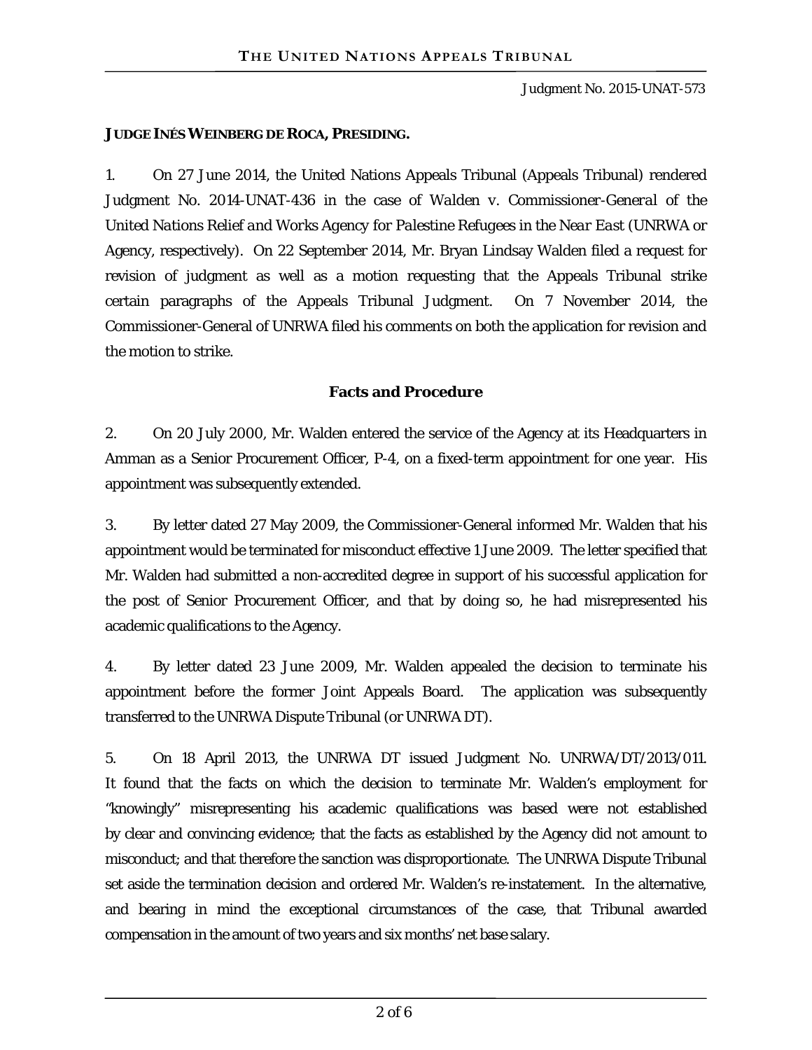**JUDGE INÉS WEINBERG DE ROCA, PRESIDING.**

1. On 27 June 2014, the United Nations Appeals Tribunal (Appeals Tribunal) rendered Judgment No. 2014-UNAT-436 in the case of *Walden v. Commissioner-General of the United Nations Relief and Works Agency for Palestine Refugees in the Near East* (UNRWA or Agency, respectively). On 22 September 2014, Mr. Bryan Lindsay Walden filed a request for revision of judgment as well as a motion requesting that the Appeals Tribunal strike certain paragraphs of the Appeals Tribunal Judgment. On 7 November 2014, the Commissioner-General of UNRWA filed his comments on both the application for revision and the motion to strike.

## Facts and Procedure

2. On 20 July 2000, Mr. Walden entered the service of the Agency at its Headquarters in Amman as a Senior Procurement Officer, P-4, on a fixed-term appointment for one year. His appointment was subsequently extended.

3. By letter dated 27 May 2009, the Commissioner-General informed Mr. Walden that his appointment would be terminated for misconduct effective 1 June 2009. The letter specified that Mr. Walden had submitted a non-accredited degree in support of his successful application for the post of Senior Procurement Officer, and that by doing so, he had misrepresented his academic qualifications to the Agency.

4. By letter dated 23 June 2009, Mr. Walden appealed the decision to terminate his appointment before the former Joint Appeals Board. The application was subsequently transferred to the UNRWA Dispute Tribunal (or UNRWA DT).

5. On 18 April 2013, the UNRWA DT issued Judgment No. UNRWA/DT/2013/011. It found that the facts on which the decision to terminate Mr. Walden's employment for "knowingly" misrepresenting his academic qualifications was based were not established by clear and convincing evidence; that the facts as established by the Agency did not amount to misconduct; and that therefore the sanction was disproportionate. The UNRWA Dispute Tribunal set aside the termination decision and ordered Mr. Walden's re-instatement. In the alternative, and bearing in mind the exceptional circumstances of the case, that Tribunal awarded compensation in the amount of two years and six months' net base salary.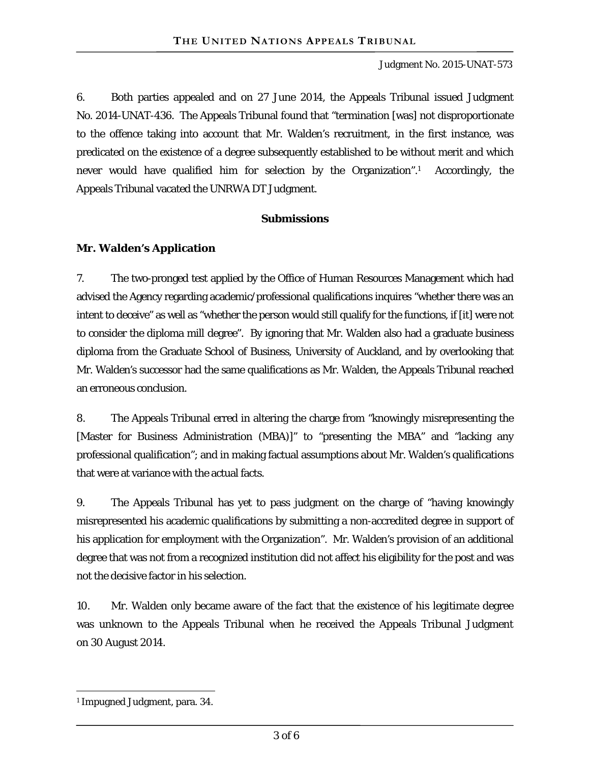6. Both parties appealed and on 27 June 2014, the Appeals Tribunal issued Judgment No. 2014-UNAT-436. The Appeals Tribunal found that "termination [was] not disproportionate to the offence taking into account that Mr. Walden's recruitment, in the first instance, was predicated on the existence of a degree subsequently established to be without merit and which never would have qualified him for selection by the Organization".[1] Accordingly, the Appeals Tribunal vacated the UNRWA DT Judgment.

## Submissions

### Mr. Walden's Application

7. The two-pronged test applied by the Office of Human Resources Management which had advised the Agency regarding academic/professional qualifications inquires "whether there was an intent to deceive" as well as "whether the person would still qualify for the functions, if [it] were not to consider the diploma mill degree". By ignoring that Mr. Walden also had a graduate business diploma from the Graduate School of Business, University of Auckland, and by overlooking that Mr. Walden's successor had the same qualifications as Mr. Walden, the Appeals Tribunal reached an erroneous conclusion.

8. The Appeals Tribunal erred in altering the charge from "knowingly misrepresenting the [Master for Business Administration (MBA)]" to "presenting the MBA" and "lacking any professional qualification"; and in making factual assumptions about Mr. Walden's qualifications that were at variance with the actual facts.

9. The Appeals Tribunal has yet to pass judgment on the charge of "having knowingly misrepresented his academic qualifications by submitting a non-accredited degree in support of his application for employment with the Organization". Mr. Walden's provision of an additional degree that was not from a recognized institution did not affect his eligibility for the post and was not the decisive factor in his selection.

10. Mr. Walden only became aware of the fact that the existence of his legitimate degree was unknown to the Appeals Tribunal when he received the Appeals Tribunal Judgment on 30 August 2014.

---

[1] Impugned Judgment, para. 34.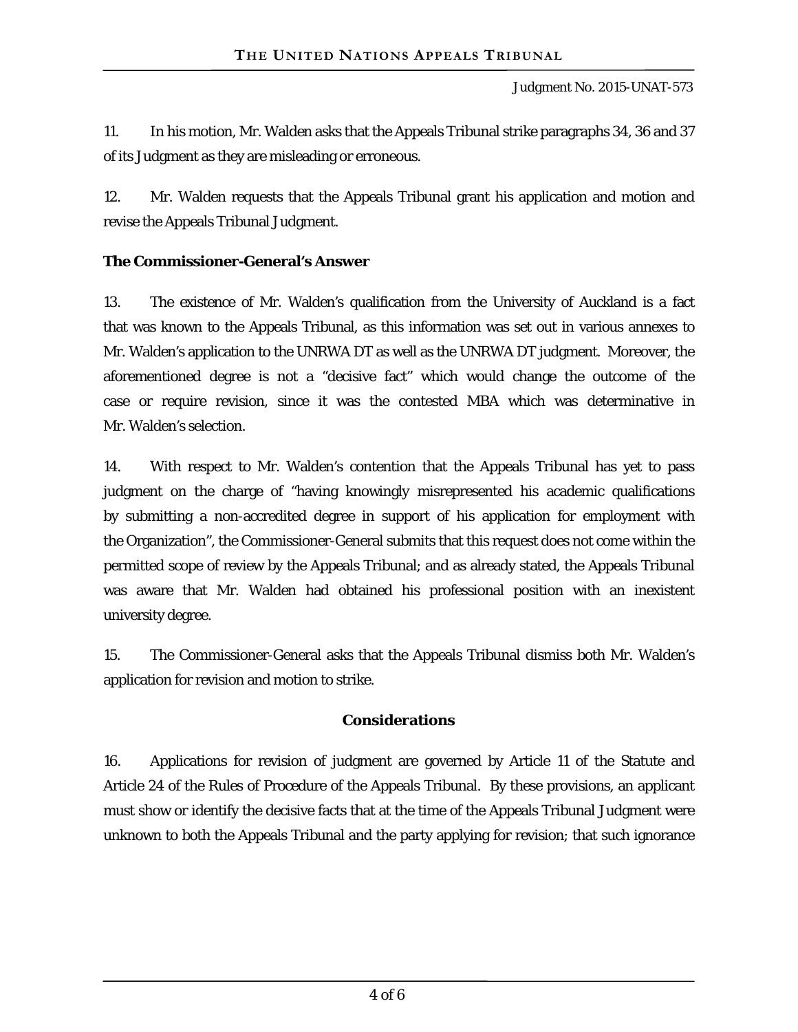11. In his motion, Mr. Walden asks that the Appeals Tribunal strike paragraphs 34, 36 and 37 of its Judgment as they are misleading or erroneous.

12. Mr. Walden requests that the Appeals Tribunal grant his application and motion and revise the Appeals Tribunal Judgment.

**The Commissioner-General's Answer**

13. The existence of Mr. Walden's qualification from the University of Auckland is a fact that was known to the Appeals Tribunal, as this information was set out in various annexes to Mr. Walden's application to the UNRWA DT as well as the UNRWA DT judgment. Moreover, the aforementioned degree is not a "decisive fact" which would change the outcome of the case or require revision, since it was the contested MBA which was determinative in Mr. Walden's selection.

14. With respect to Mr. Walden's contention that the Appeals Tribunal has yet to pass judgment on the charge of "having knowingly misrepresented his academic qualifications by submitting a non-accredited degree in support of his application for employment with the Organization", the Commissioner-General submits that this request does not come within the permitted scope of review by the Appeals Tribunal; and as already stated, the Appeals Tribunal was aware that Mr. Walden had obtained his professional position with an inexistent university degree.

15. The Commissioner-General asks that the Appeals Tribunal dismiss both Mr. Walden's application for revision and motion to strike.

## Considerations

16. Applications for revision of judgment are governed by Article 11 of the Statute and Article 24 of the Rules of Procedure of the Appeals Tribunal. By these provisions, an applicant must show or identify the decisive facts that at the time of the Appeals Tribunal Judgment were unknown to both the Appeals Tribunal and the party applying for revision; that such ignorance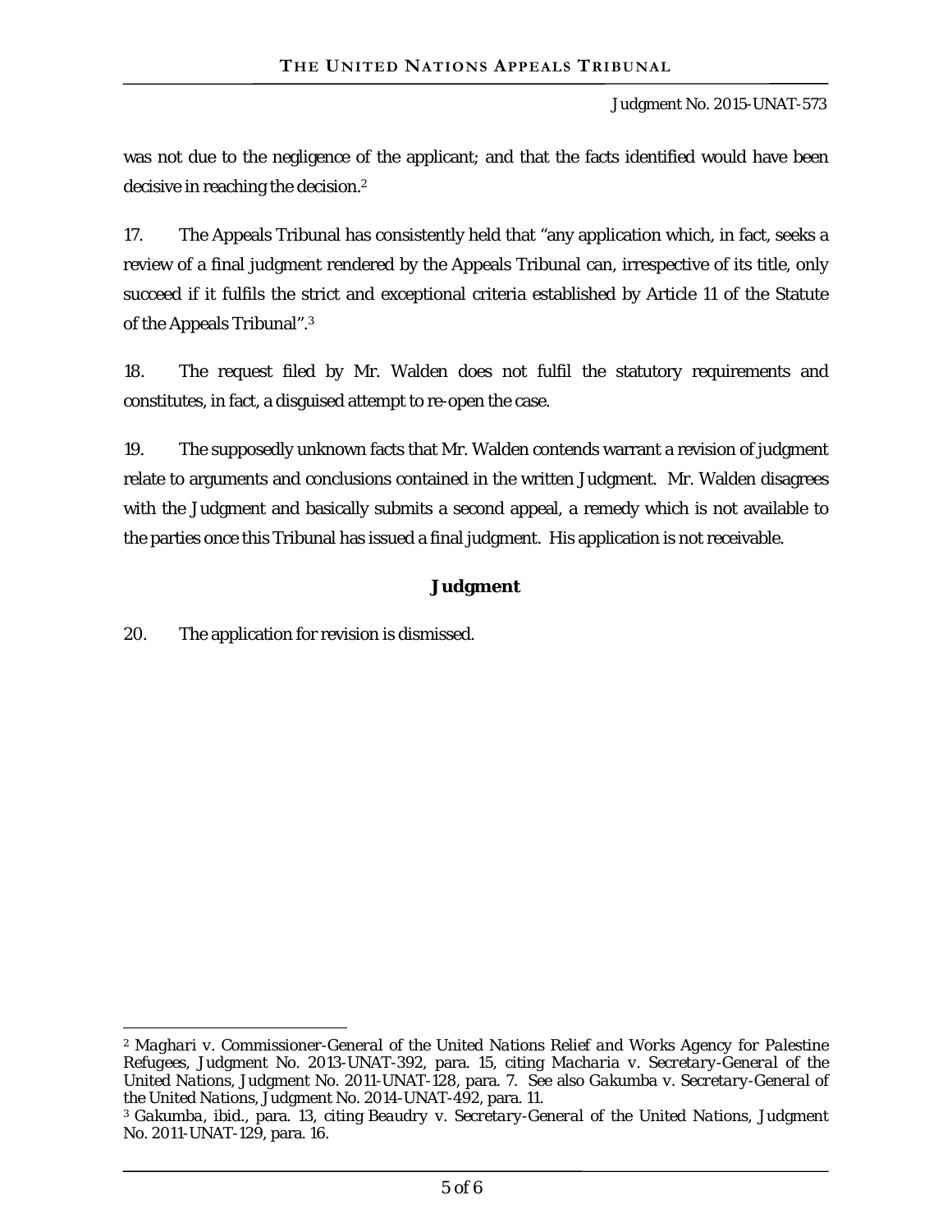was not due to the negligence of the applicant; and that the facts identified would have been decisive in reaching the decision.[2]

17. The Appeals Tribunal has consistently held that "any application which, in fact, seeks a review of a final judgment rendered by the Appeals Tribunal can, irrespective of its title, only succeed if it fulfils the strict and exceptional criteria established by Article 11 of the Statute of the Appeals Tribunal".[3]

18. The request filed by Mr. Walden does not fulfil the statutory requirements and constitutes, in fact, a disguised attempt to re-open the case.

19. The supposedly unknown facts that Mr. Walden contends warrant a revision of judgment relate to arguments and conclusions contained in the written Judgment. Mr. Walden disagrees with the Judgment and basically submits a second appeal, a remedy which is not available to the parties once this Tribunal has issued a final judgment. His application is not receivable.

## Judgment

20. The application for revision is dismissed.

---

[2] *Maghari v. Commissioner-General of the United Nations Relief and Works Agency for Palestine Refugees*, Judgment No. 2013-UNAT-392, para. 15, citing *Macharia v. Secretary-General of the United Nations*, Judgment No. 2011-UNAT-128, para. 7. See also *Gakumba v. Secretary-General of the United Nations*, Judgment No. 2014-UNAT-492, para. 11.

[3] *Gakumba*, ibid., para. 13, citing *Beaudry v. Secretary-General of the United Nations*, Judgment No. 2011-UNAT-129, para. 16.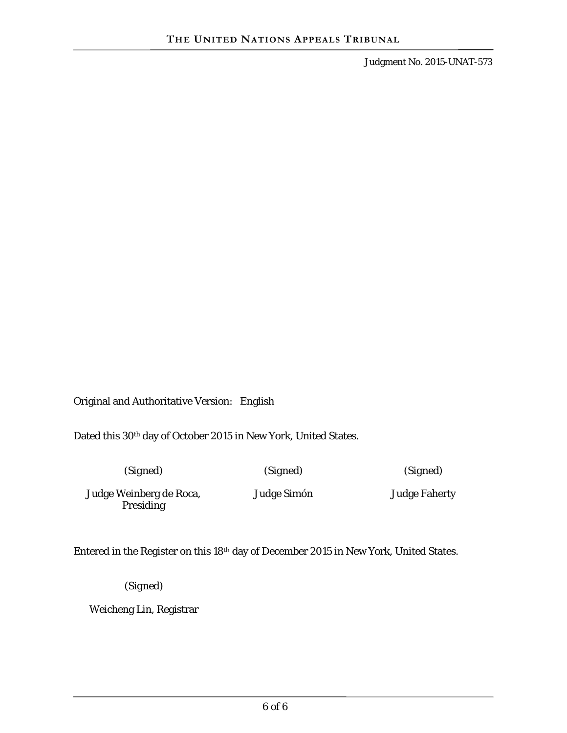Original and Authoritative Version: English

Dated this 30th day of October 2015 in New York, United States.

| | | |
|---|---|---|
| (Signed) | (Signed) | (Signed) |
| Judge Weinberg de Roca, Presiding | Judge Simón | Judge Faherty |

Entered in the Register on this 18th day of December 2015 in New York, United States.

(Signed)

Weicheng Lin, Registrar